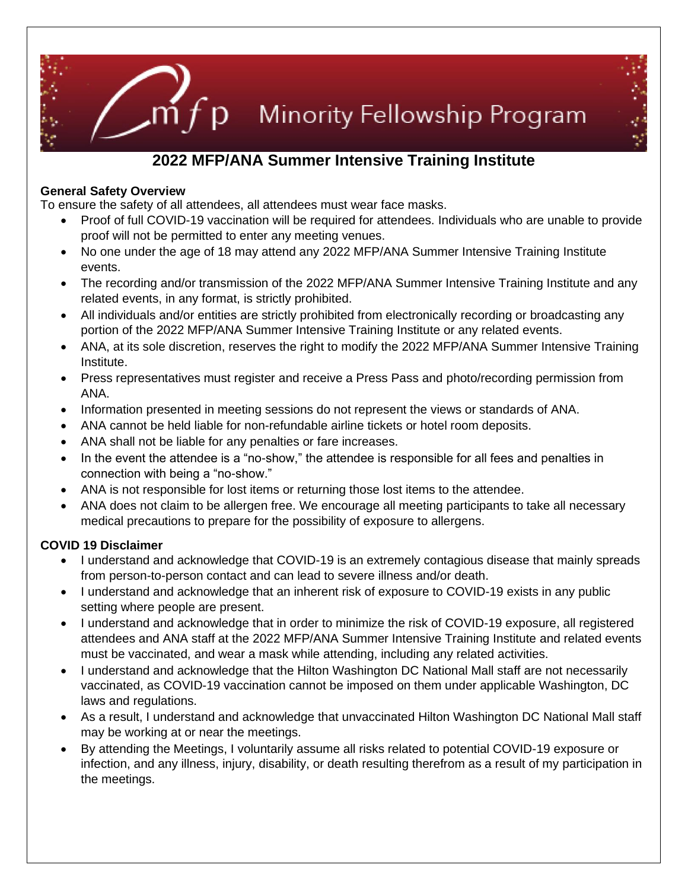mfp Minority Fellowship Program

# 2022 MFP/ANA Summer Intensive Training Institute

**General Safety Overview**

To ensure the safety of all attendees, all attendees must wear face masks.

- Proof of full COVID-19 vaccination will be required for attendees. Individuals who are unable to provide proof will not be permitted to enter any meeting venues.
- No one under the age of 18 may attend any 2022 MFP/ANA Summer Intensive Training Institute events.
- The recording and/or transmission of the 2022 MFP/ANA Summer Intensive Training Institute and any related events, in any format, is strictly prohibited.
- All individuals and/or entities are strictly prohibited from electronically recording or broadcasting any portion of the 2022 MFP/ANA Summer Intensive Training Institute or any related events.
- ANA, at its sole discretion, reserves the right to modify the 2022 MFP/ANA Summer Intensive Training Institute.
- Press representatives must register and receive a Press Pass and photo/recording permission from ANA.
- Information presented in meeting sessions do not represent the views or standards of ANA.
- ANA cannot be held liable for non-refundable airline tickets or hotel room deposits.
- ANA shall not be liable for any penalties or fare increases.
- In the event the attendee is a "no-show," the attendee is responsible for all fees and penalties in connection with being a "no-show."
- ANA is not responsible for lost items or returning those lost items to the attendee.
- ANA does not claim to be allergen free. We encourage all meeting participants to take all necessary medical precautions to prepare for the possibility of exposure to allergens.

**COVID 19 Disclaimer**

- I understand and acknowledge that COVID-19 is an extremely contagious disease that mainly spreads from person-to-person contact and can lead to severe illness and/or death.
- I understand and acknowledge that an inherent risk of exposure to COVID-19 exists in any public setting where people are present.
- I understand and acknowledge that in order to minimize the risk of COVID-19 exposure, all registered attendees and ANA staff at the 2022 MFP/ANA Summer Intensive Training Institute and related events must be vaccinated, and wear a mask while attending, including any related activities.
- I understand and acknowledge that the Hilton Washington DC National Mall staff are not necessarily vaccinated, as COVID-19 vaccination cannot be imposed on them under applicable Washington, DC laws and regulations.
- As a result, I understand and acknowledge that unvaccinated Hilton Washington DC National Mall staff may be working at or near the meetings.
- By attending the Meetings, I voluntarily assume all risks related to potential COVID-19 exposure or infection, and any illness, injury, disability, or death resulting therefrom as a result of my participation in the meetings.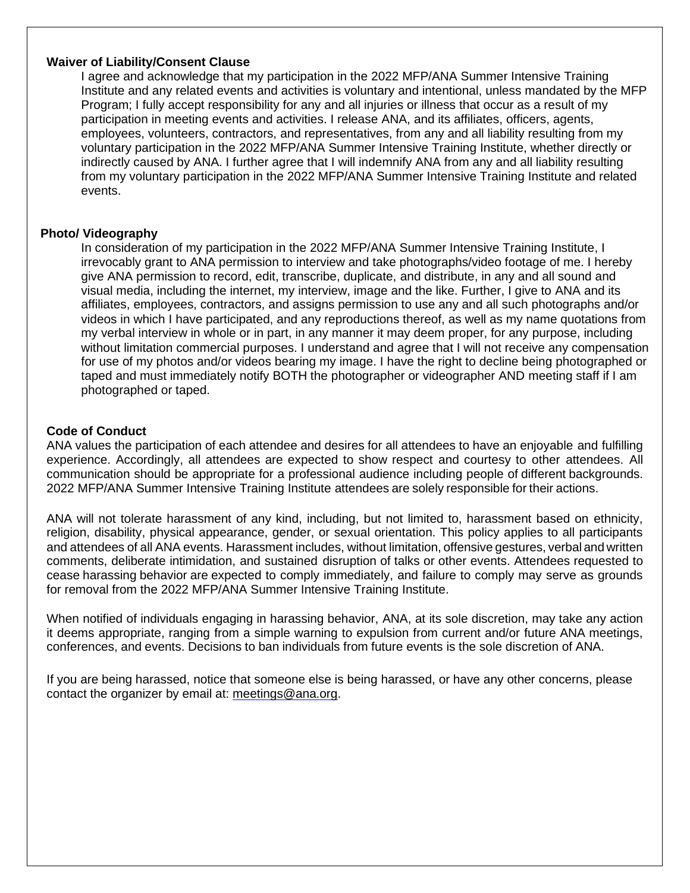**Waiver of Liability/Consent Clause**

I agree and acknowledge that my participation in the 2022 MFP/ANA Summer Intensive Training Institute and any related events and activities is voluntary and intentional, unless mandated by the MFP Program; I fully accept responsibility for any and all injuries or illness that occur as a result of my participation in meeting events and activities. I release ANA, and its affiliates, officers, agents, employees, volunteers, contractors, and representatives, from any and all liability resulting from my voluntary participation in the 2022 MFP/ANA Summer Intensive Training Institute, whether directly or indirectly caused by ANA. I further agree that I will indemnify ANA from any and all liability resulting from my voluntary participation in the 2022 MFP/ANA Summer Intensive Training Institute and related events.

**Photo/ Videography**

In consideration of my participation in the 2022 MFP/ANA Summer Intensive Training Institute, I irrevocably grant to ANA permission to interview and take photographs/video footage of me. I hereby give ANA permission to record, edit, transcribe, duplicate, and distribute, in any and all sound and visual media, including the internet, my interview, image and the like. Further, I give to ANA and its affiliates, employees, contractors, and assigns permission to use any and all such photographs and/or videos in which I have participated, and any reproductions thereof, as well as my name quotations from my verbal interview in whole or in part, in any manner it may deem proper, for any purpose, including without limitation commercial purposes. I understand and agree that I will not receive any compensation for use of my photos and/or videos bearing my image. I have the right to decline being photographed or taped and must immediately notify BOTH the photographer or videographer AND meeting staff if I am photographed or taped.

**Code of Conduct**

ANA values the participation of each attendee and desires for all attendees to have an enjoyable and fulfilling experience. Accordingly, all attendees are expected to show respect and courtesy to other attendees. All communication should be appropriate for a professional audience including people of different backgrounds. 2022 MFP/ANA Summer Intensive Training Institute attendees are solely responsible for their actions.

ANA will not tolerate harassment of any kind, including, but not limited to, harassment based on ethnicity, religion, disability, physical appearance, gender, or sexual orientation. This policy applies to all participants and attendees of all ANA events. Harassment includes, without limitation, offensive gestures, verbal and written comments, deliberate intimidation, and sustained disruption of talks or other events. Attendees requested to cease harassing behavior are expected to comply immediately, and failure to comply may serve as grounds for removal from the 2022 MFP/ANA Summer Intensive Training Institute.

When notified of individuals engaging in harassing behavior, ANA, at its sole discretion, may take any action it deems appropriate, ranging from a simple warning to expulsion from current and/or future ANA meetings, conferences, and events. Decisions to ban individuals from future events is the sole discretion of ANA.

If you are being harassed, notice that someone else is being harassed, or have any other concerns, please contact the organizer by email at: meetings@ana.org.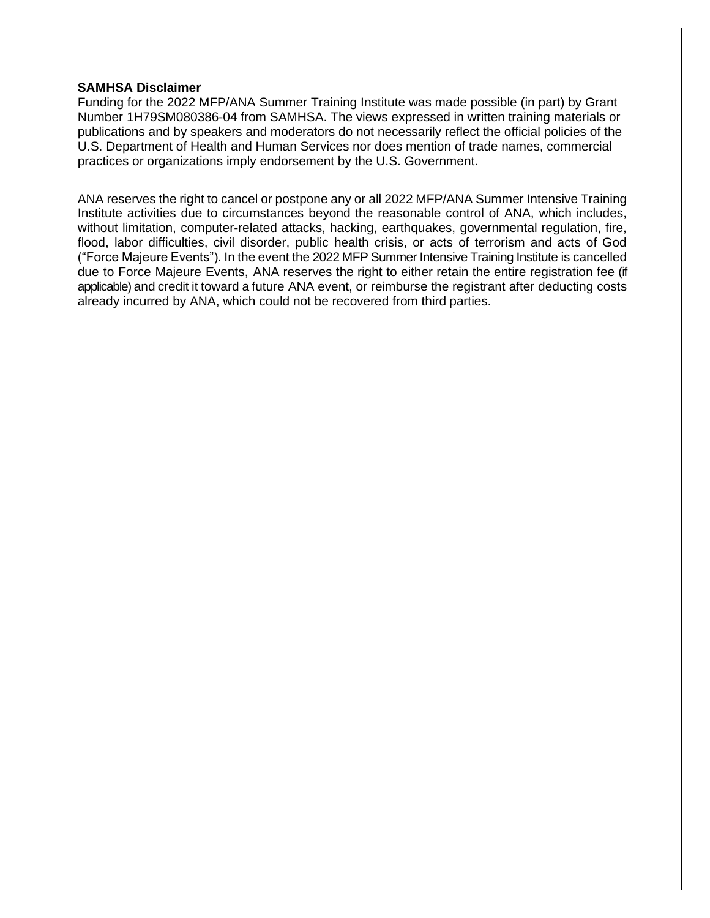**SAMHSA Disclaimer**

Funding for the 2022 MFP/ANA Summer Training Institute was made possible (in part) by Grant Number 1H79SM080386-04 from SAMHSA. The views expressed in written training materials or publications and by speakers and moderators do not necessarily reflect the official policies of the U.S. Department of Health and Human Services nor does mention of trade names, commercial practices or organizations imply endorsement by the U.S. Government.

ANA reserves the right to cancel or postpone any or all 2022 MFP/ANA Summer Intensive Training Institute activities due to circumstances beyond the reasonable control of ANA, which includes, without limitation, computer-related attacks, hacking, earthquakes, governmental regulation, fire, flood, labor difficulties, civil disorder, public health crisis, or acts of terrorism and acts of God ("Force Majeure Events"). In the event the 2022 MFP Summer Intensive Training Institute is cancelled due to Force Majeure Events, ANA reserves the right to either retain the entire registration fee (if applicable) and credit it toward a future ANA event, or reimburse the registrant after deducting costs already incurred by ANA, which could not be recovered from third parties.